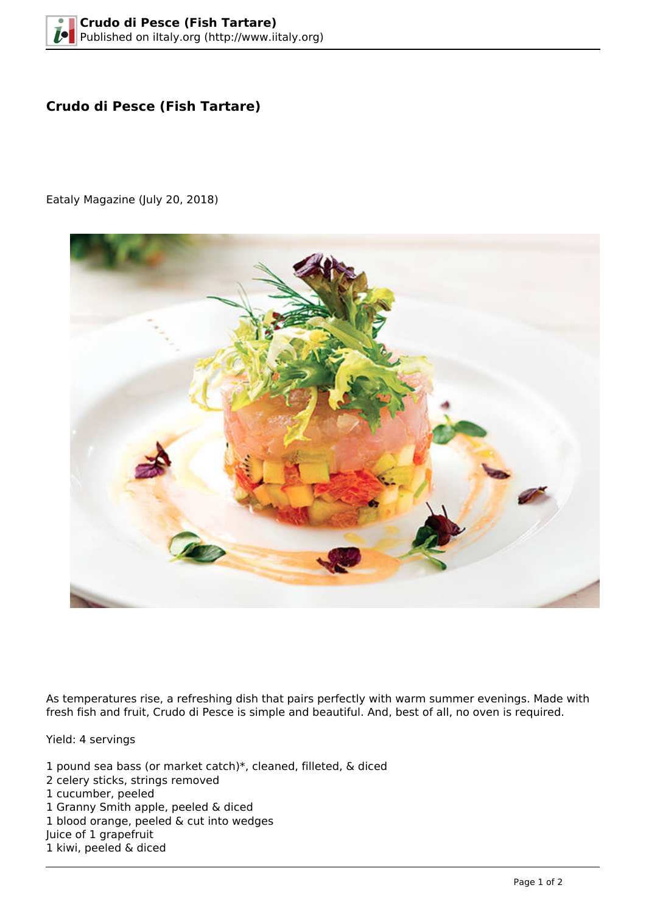# Crudo di Pesce (Fish Tartare)

Eataly Magazine (July 20, 2018)

As temperatures rise, a refreshing dish that pairs perfectly with warm summer evenings. Made with fresh fish and fruit, Crudo di Pesce is simple and beautiful. And, best of all, no oven is required.

Yield: 4 servings

1 pound sea bass (or market catch)*, cleaned, filleted, & diced
2 celery sticks, strings removed
1 cucumber, peeled
1 Granny Smith apple, peeled & diced
1 blood orange, peeled & cut into wedges
Juice of 1 grapefruit
1 kiwi, peeled & diced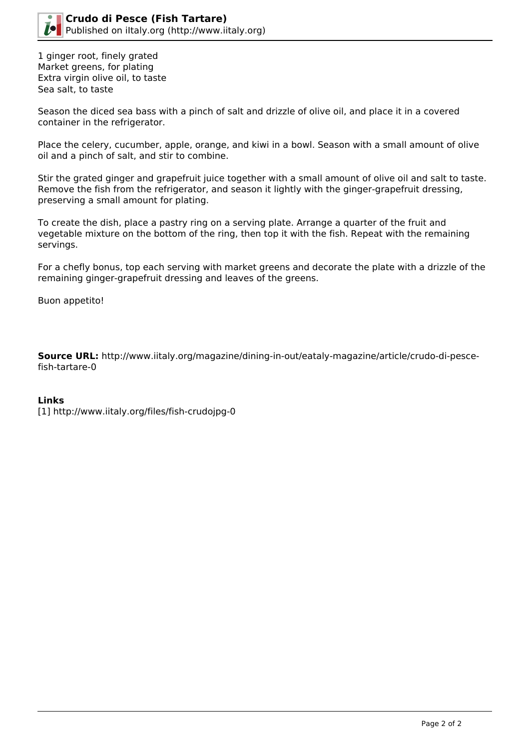1 ginger root, finely grated
Market greens, for plating
Extra virgin olive oil, to taste
Sea salt, to taste

Season the diced sea bass with a pinch of salt and drizzle of olive oil, and place it in a covered container in the refrigerator.

Place the celery, cucumber, apple, orange, and kiwi in a bowl. Season with a small amount of olive oil and a pinch of salt, and stir to combine.

Stir the grated ginger and grapefruit juice together with a small amount of olive oil and salt to taste. Remove the fish from the refrigerator, and season it lightly with the ginger-grapefruit dressing, preserving a small amount for plating.

To create the dish, place a pastry ring on a serving plate. Arrange a quarter of the fruit and vegetable mixture on the bottom of the ring, then top it with the fish. Repeat with the remaining servings.

For a chefly bonus, top each serving with market greens and decorate the plate with a drizzle of the remaining ginger-grapefruit dressing and leaves of the greens.

Buon appetito!

**Source URL:** http://www.iitaly.org/magazine/dining-in-out/eataly-magazine/article/crudo-di-pesce-fish-tartare-0

**Links**
[1] http://www.iitaly.org/files/fish-crudojpg-0